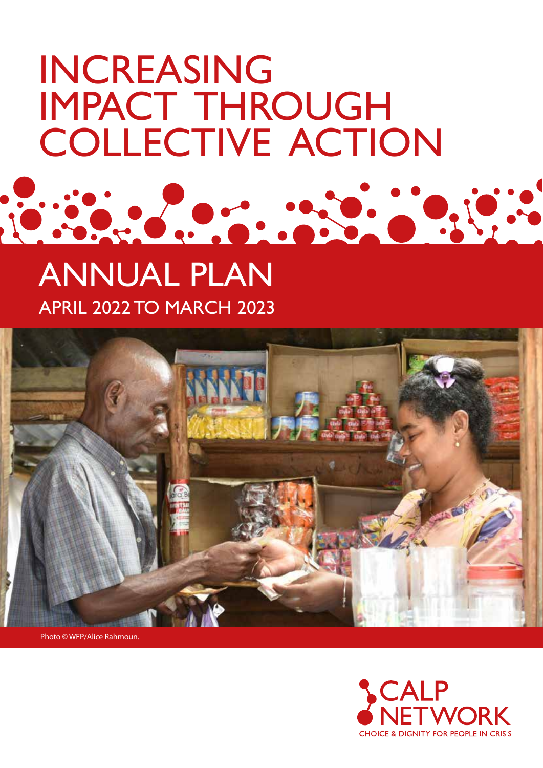# INCREASING IMPACT THROUGH COLLECTIVE ACTION

## ANNUAL PLAN

APRIL 2022 TO MARCH 2023

Photo © WFP/Alice Rahmoun.

CALP NETWORK

CHOICE & DIGNITY FOR PEOPLE IN CRISIS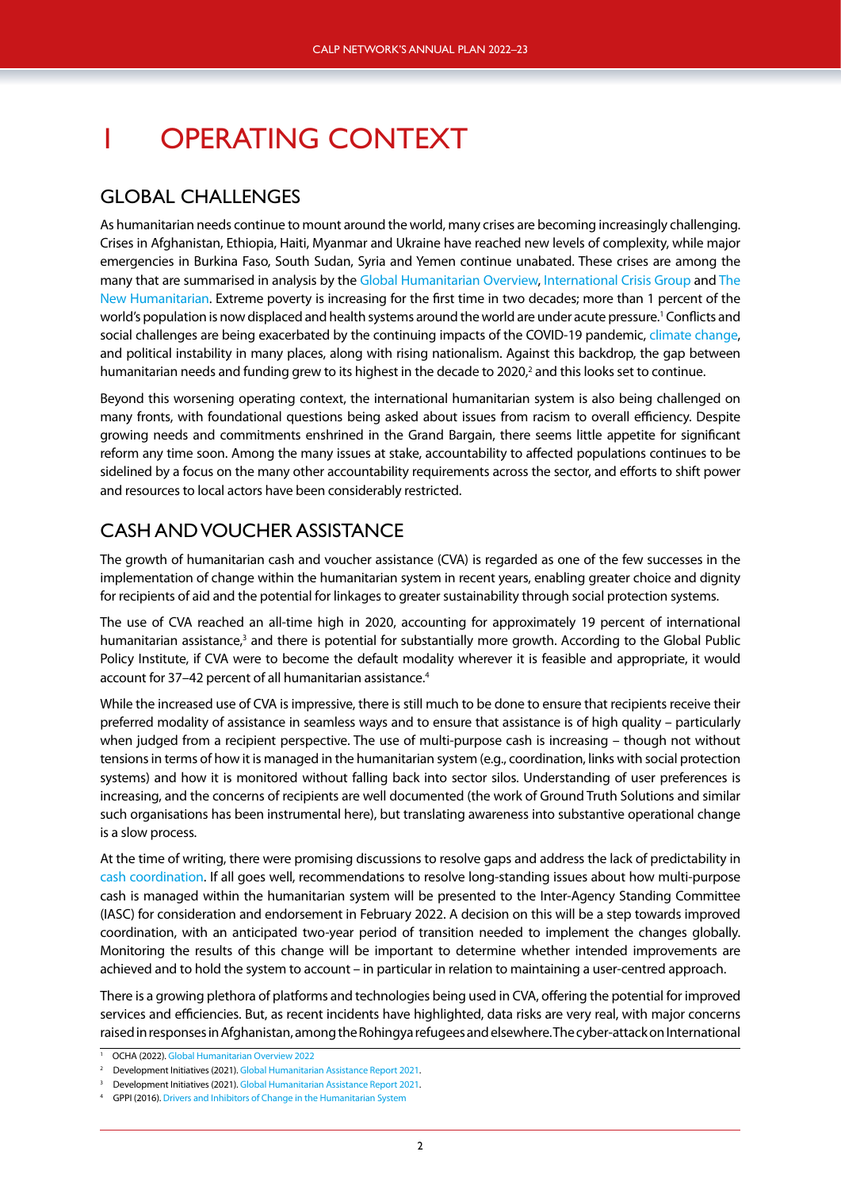# 1 OPERATING CONTEXT

## GLOBAL CHALLENGES

As humanitarian needs continue to mount around the world, many crises are becoming increasingly challenging. Crises in Afghanistan, Ethiopia, Haiti, Myanmar and Ukraine have reached new levels of complexity, while major emergencies in Burkina Faso, South Sudan, Syria and Yemen continue unabated. These crises are among the many that are summarised in analysis by the Global Humanitarian Overview, International Crisis Group and The New Humanitarian. Extreme poverty is increasing for the first time in two decades; more than 1 percent of the world's population is now displaced and health systems around the world are under acute pressure.[1] Conflicts and social challenges are being exacerbated by the continuing impacts of the COVID-19 pandemic, climate change, and political instability in many places, along with rising nationalism. Against this backdrop, the gap between humanitarian needs and funding grew to its highest in the decade to 2020,[2] and this looks set to continue.

Beyond this worsening operating context, the international humanitarian system is also being challenged on many fronts, with foundational questions being asked about issues from racism to overall efficiency. Despite growing needs and commitments enshrined in the Grand Bargain, there seems little appetite for significant reform any time soon. Among the many issues at stake, accountability to affected populations continues to be sidelined by a focus on the many other accountability requirements across the sector, and efforts to shift power and resources to local actors have been considerably restricted.

## CASH AND VOUCHER ASSISTANCE

The growth of humanitarian cash and voucher assistance (CVA) is regarded as one of the few successes in the implementation of change within the humanitarian system in recent years, enabling greater choice and dignity for recipients of aid and the potential for linkages to greater sustainability through social protection systems.

The use of CVA reached an all-time high in 2020, accounting for approximately 19 percent of international humanitarian assistance,[3] and there is potential for substantially more growth. According to the Global Public Policy Institute, if CVA were to become the default modality wherever it is feasible and appropriate, it would account for 37–42 percent of all humanitarian assistance.[4]

While the increased use of CVA is impressive, there is still much to be done to ensure that recipients receive their preferred modality of assistance in seamless ways and to ensure that assistance is of high quality – particularly when judged from a recipient perspective. The use of multi-purpose cash is increasing – though not without tensions in terms of how it is managed in the humanitarian system (e.g., coordination, links with social protection systems) and how it is monitored without falling back into sector silos. Understanding of user preferences is increasing, and the concerns of recipients are well documented (the work of Ground Truth Solutions and similar such organisations has been instrumental here), but translating awareness into substantive operational change is a slow process.

At the time of writing, there were promising discussions to resolve gaps and address the lack of predictability in cash coordination. If all goes well, recommendations to resolve long-standing issues about how multi-purpose cash is managed within the humanitarian system will be presented to the Inter-Agency Standing Committee (IASC) for consideration and endorsement in February 2022. A decision on this will be a step towards improved coordination, with an anticipated two-year period of transition needed to implement the changes globally. Monitoring the results of this change will be important to determine whether intended improvements are achieved and to hold the system to account – in particular in relation to maintaining a user-centred approach.

There is a growing plethora of platforms and technologies being used in CVA, offering the potential for improved services and efficiencies. But, as recent incidents have highlighted, data risks are very real, with major concerns raised in responses in Afghanistan, among the Rohingya refugees and elsewhere. The cyber-attack on International

---

[1] OCHA (2022). Global Humanitarian Overview 2022

[2] Development Initiatives (2021). Global Humanitarian Assistance Report 2021.

[3] Development Initiatives (2021). Global Humanitarian Assistance Report 2021.

[4] GPPI (2016). Drivers and Inhibitors of Change in the Humanitarian System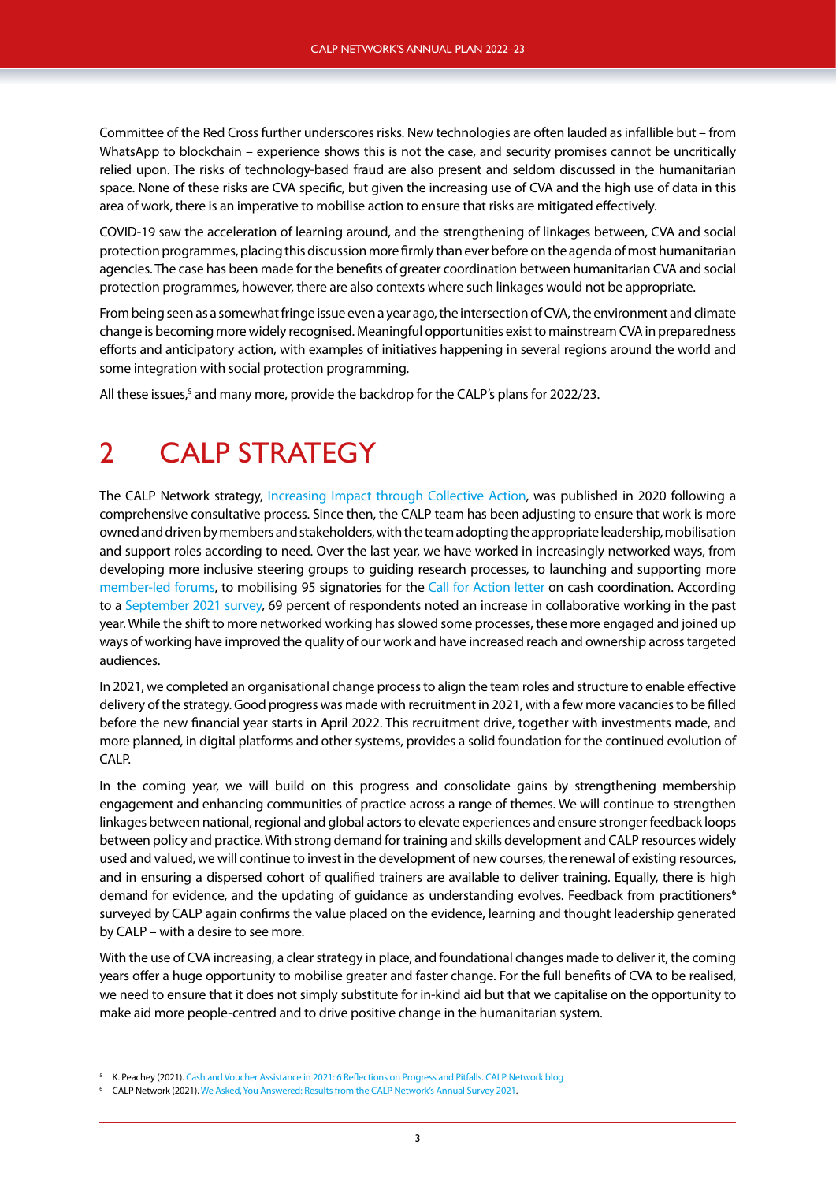Committee of the Red Cross further underscores risks. New technologies are often lauded as infallible but – from WhatsApp to blockchain – experience shows this is not the case, and security promises cannot be uncritically relied upon. The risks of technology-based fraud are also present and seldom discussed in the humanitarian space. None of these risks are CVA specific, but given the increasing use of CVA and the high use of data in this area of work, there is an imperative to mobilise action to ensure that risks are mitigated effectively.

COVID-19 saw the acceleration of learning around, and the strengthening of linkages between, CVA and social protection programmes, placing this discussion more firmly than ever before on the agenda of most humanitarian agencies. The case has been made for the benefits of greater coordination between humanitarian CVA and social protection programmes, however, there are also contexts where such linkages would not be appropriate.

From being seen as a somewhat fringe issue even a year ago, the intersection of CVA, the environment and climate change is becoming more widely recognised. Meaningful opportunities exist to mainstream CVA in preparedness efforts and anticipatory action, with examples of initiatives happening in several regions around the world and some integration with social protection programming.

All these issues,[5] and many more, provide the backdrop for the CALP's plans for 2022/23.

# 2 CALP STRATEGY

The CALP Network strategy, Increasing Impact through Collective Action, was published in 2020 following a comprehensive consultative process. Since then, the CALP team has been adjusting to ensure that work is more owned and driven by members and stakeholders, with the team adopting the appropriate leadership, mobilisation and support roles according to need. Over the last year, we have worked in increasingly networked ways, from developing more inclusive steering groups to guiding research processes, to launching and supporting more member-led forums, to mobilising 95 signatories for the Call for Action letter on cash coordination. According to a September 2021 survey, 69 percent of respondents noted an increase in collaborative working in the past year. While the shift to more networked working has slowed some processes, these more engaged and joined up ways of working have improved the quality of our work and have increased reach and ownership across targeted audiences.

In 2021, we completed an organisational change process to align the team roles and structure to enable effective delivery of the strategy. Good progress was made with recruitment in 2021, with a few more vacancies to be filled before the new financial year starts in April 2022. This recruitment drive, together with investments made, and more planned, in digital platforms and other systems, provides a solid foundation for the continued evolution of CALP.

In the coming year, we will build on this progress and consolidate gains by strengthening membership engagement and enhancing communities of practice across a range of themes. We will continue to strengthen linkages between national, regional and global actors to elevate experiences and ensure stronger feedback loops between policy and practice. With strong demand for training and skills development and CALP resources widely used and valued, we will continue to invest in the development of new courses, the renewal of existing resources, and in ensuring a dispersed cohort of qualified trainers are available to deliver training. Equally, there is high demand for evidence, and the updating of guidance as understanding evolves. Feedback from practitioners[6] surveyed by CALP again confirms the value placed on the evidence, learning and thought leadership generated by CALP – with a desire to see more.

With the use of CVA increasing, a clear strategy in place, and foundational changes made to deliver it, the coming years offer a huge opportunity to mobilise greater and faster change. For the full benefits of CVA to be realised, we need to ensure that it does not simply substitute for in-kind aid but that we capitalise on the opportunity to make aid more people-centred and to drive positive change in the humanitarian system.

---

[5] K. Peachey (2021). Cash and Voucher Assistance in 2021: 6 Reflections on Progress and Pitfalls. CALP Network blog

[6] CALP Network (2021). We Asked, You Answered: Results from the CALP Network's Annual Survey 2021.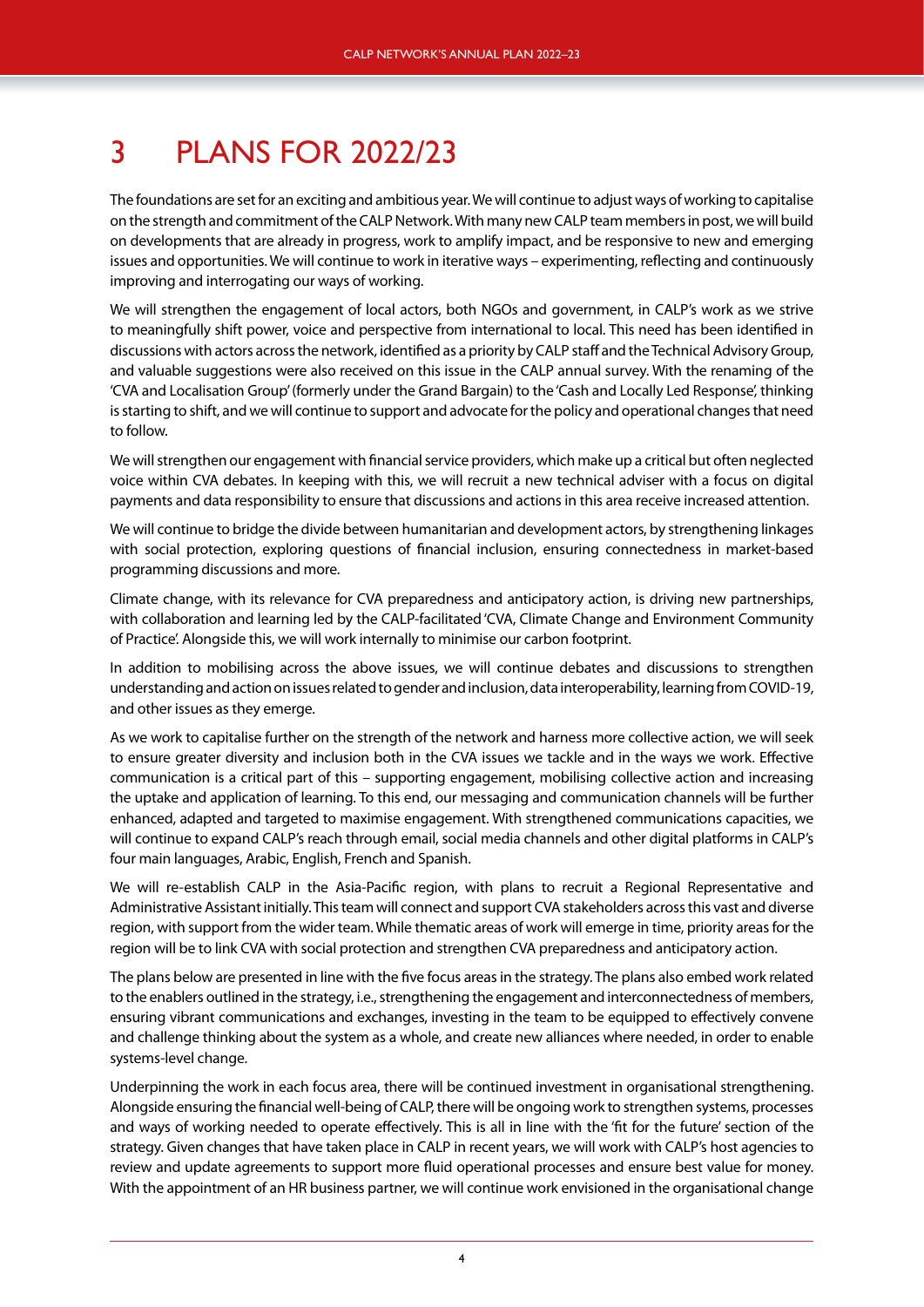# 3 PLANS FOR 2022/23

The foundations are set for an exciting and ambitious year. We will continue to adjust ways of working to capitalise on the strength and commitment of the CALP Network. With many new CALP team members in post, we will build on developments that are already in progress, work to amplify impact, and be responsive to new and emerging issues and opportunities. We will continue to work in iterative ways – experimenting, reflecting and continuously improving and interrogating our ways of working.

We will strengthen the engagement of local actors, both NGOs and government, in CALP's work as we strive to meaningfully shift power, voice and perspective from international to local. This need has been identified in discussions with actors across the network, identified as a priority by CALP staff and the Technical Advisory Group, and valuable suggestions were also received on this issue in the CALP annual survey. With the renaming of the 'CVA and Localisation Group' (formerly under the Grand Bargain) to the 'Cash and Locally Led Response', thinking is starting to shift, and we will continue to support and advocate for the policy and operational changes that need to follow.

We will strengthen our engagement with financial service providers, which make up a critical but often neglected voice within CVA debates. In keeping with this, we will recruit a new technical adviser with a focus on digital payments and data responsibility to ensure that discussions and actions in this area receive increased attention.

We will continue to bridge the divide between humanitarian and development actors, by strengthening linkages with social protection, exploring questions of financial inclusion, ensuring connectedness in market-based programming discussions and more.

Climate change, with its relevance for CVA preparedness and anticipatory action, is driving new partnerships, with collaboration and learning led by the CALP-facilitated 'CVA, Climate Change and Environment Community of Practice'. Alongside this, we will work internally to minimise our carbon footprint.

In addition to mobilising across the above issues, we will continue debates and discussions to strengthen understanding and action on issues related to gender and inclusion, data interoperability, learning from COVID-19, and other issues as they emerge.

As we work to capitalise further on the strength of the network and harness more collective action, we will seek to ensure greater diversity and inclusion both in the CVA issues we tackle and in the ways we work. Effective communication is a critical part of this – supporting engagement, mobilising collective action and increasing the uptake and application of learning. To this end, our messaging and communication channels will be further enhanced, adapted and targeted to maximise engagement. With strengthened communications capacities, we will continue to expand CALP's reach through email, social media channels and other digital platforms in CALP's four main languages, Arabic, English, French and Spanish.

We will re-establish CALP in the Asia-Pacific region, with plans to recruit a Regional Representative and Administrative Assistant initially. This team will connect and support CVA stakeholders across this vast and diverse region, with support from the wider team. While thematic areas of work will emerge in time, priority areas for the region will be to link CVA with social protection and strengthen CVA preparedness and anticipatory action.

The plans below are presented in line with the five focus areas in the strategy. The plans also embed work related to the enablers outlined in the strategy, i.e., strengthening the engagement and interconnectedness of members, ensuring vibrant communications and exchanges, investing in the team to be equipped to effectively convene and challenge thinking about the system as a whole, and create new alliances where needed, in order to enable systems-level change.

Underpinning the work in each focus area, there will be continued investment in organisational strengthening. Alongside ensuring the financial well-being of CALP, there will be ongoing work to strengthen systems, processes and ways of working needed to operate effectively. This is all in line with the 'fit for the future' section of the strategy. Given changes that have taken place in CALP in recent years, we will work with CALP's host agencies to review and update agreements to support more fluid operational processes and ensure best value for money. With the appointment of an HR business partner, we will continue work envisioned in the organisational change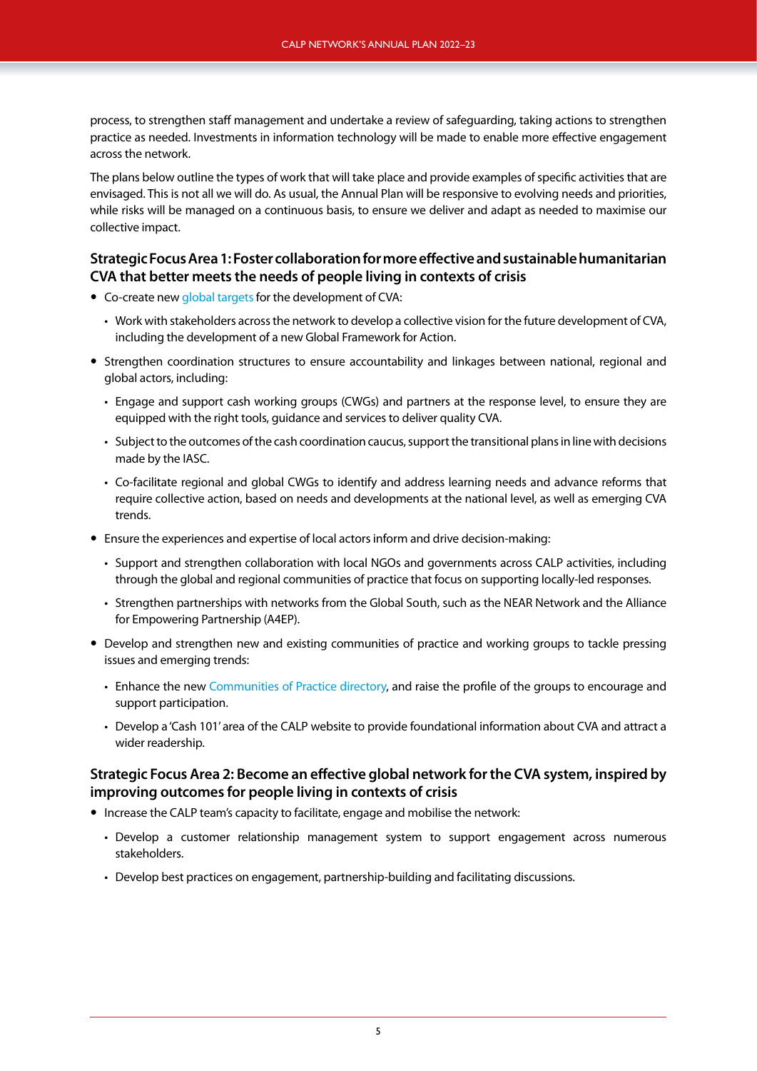process, to strengthen staff management and undertake a review of safeguarding, taking actions to strengthen practice as needed. Investments in information technology will be made to enable more effective engagement across the network.

The plans below outline the types of work that will take place and provide examples of specific activities that are envisaged. This is not all we will do. As usual, the Annual Plan will be responsive to evolving needs and priorities, while risks will be managed on a continuous basis, to ensure we deliver and adapt as needed to maximise our collective impact.

### Strategic Focus Area 1: Foster collaboration for more effective and sustainable humanitarian CVA that better meets the needs of people living in contexts of crisis

- Co-create new global targets for the development of CVA:
  - Work with stakeholders across the network to develop a collective vision for the future development of CVA, including the development of a new Global Framework for Action.
- Strengthen coordination structures to ensure accountability and linkages between national, regional and global actors, including:
  - Engage and support cash working groups (CWGs) and partners at the response level, to ensure they are equipped with the right tools, guidance and services to deliver quality CVA.
  - Subject to the outcomes of the cash coordination caucus, support the transitional plans in line with decisions made by the IASC.
  - Co-facilitate regional and global CWGs to identify and address learning needs and advance reforms that require collective action, based on needs and developments at the national level, as well as emerging CVA trends.
- Ensure the experiences and expertise of local actors inform and drive decision-making:
  - Support and strengthen collaboration with local NGOs and governments across CALP activities, including through the global and regional communities of practice that focus on supporting locally-led responses.
  - Strengthen partnerships with networks from the Global South, such as the NEAR Network and the Alliance for Empowering Partnership (A4EP).
- Develop and strengthen new and existing communities of practice and working groups to tackle pressing issues and emerging trends:
  - Enhance the new Communities of Practice directory, and raise the profile of the groups to encourage and support participation.
  - Develop a 'Cash 101' area of the CALP website to provide foundational information about CVA and attract a wider readership.

### Strategic Focus Area 2: Become an effective global network for the CVA system, inspired by improving outcomes for people living in contexts of crisis

- Increase the CALP team's capacity to facilitate, engage and mobilise the network:
  - Develop a customer relationship management system to support engagement across numerous stakeholders.
  - Develop best practices on engagement, partnership-building and facilitating discussions.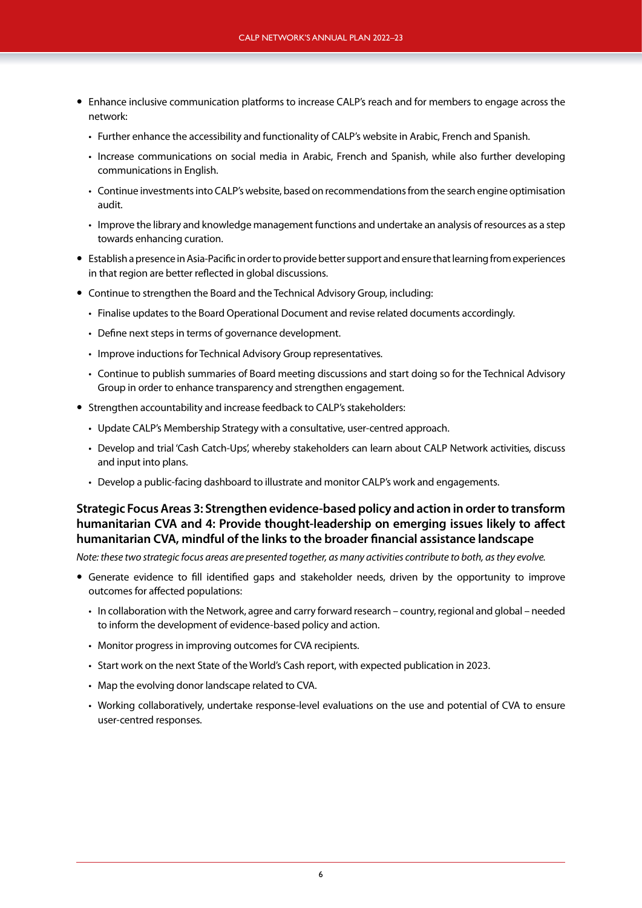- Enhance inclusive communication platforms to increase CALP's reach and for members to engage across the network:
  - Further enhance the accessibility and functionality of CALP's website in Arabic, French and Spanish.
  - Increase communications on social media in Arabic, French and Spanish, while also further developing communications in English.
  - Continue investments into CALP's website, based on recommendations from the search engine optimisation audit.
  - Improve the library and knowledge management functions and undertake an analysis of resources as a step towards enhancing curation.
- Establish a presence in Asia-Pacific in order to provide better support and ensure that learning from experiences in that region are better reflected in global discussions.
- Continue to strengthen the Board and the Technical Advisory Group, including:
  - Finalise updates to the Board Operational Document and revise related documents accordingly.
  - Define next steps in terms of governance development.
  - Improve inductions for Technical Advisory Group representatives.
  - Continue to publish summaries of Board meeting discussions and start doing so for the Technical Advisory Group in order to enhance transparency and strengthen engagement.
- Strengthen accountability and increase feedback to CALP's stakeholders:
  - Update CALP's Membership Strategy with a consultative, user-centred approach.
  - Develop and trial 'Cash Catch-Ups', whereby stakeholders can learn about CALP Network activities, discuss and input into plans.
  - Develop a public-facing dashboard to illustrate and monitor CALP's work and engagements.

### Strategic Focus Areas 3: Strengthen evidence-based policy and action in order to transform humanitarian CVA and 4: Provide thought-leadership on emerging issues likely to affect humanitarian CVA, mindful of the links to the broader financial assistance landscape

*Note: these two strategic focus areas are presented together, as many activities contribute to both, as they evolve.*

- Generate evidence to fill identified gaps and stakeholder needs, driven by the opportunity to improve outcomes for affected populations:
  - In collaboration with the Network, agree and carry forward research – country, regional and global – needed to inform the development of evidence-based policy and action.
  - Monitor progress in improving outcomes for CVA recipients.
  - Start work on the next State of the World's Cash report, with expected publication in 2023.
  - Map the evolving donor landscape related to CVA.
  - Working collaboratively, undertake response-level evaluations on the use and potential of CVA to ensure user-centred responses.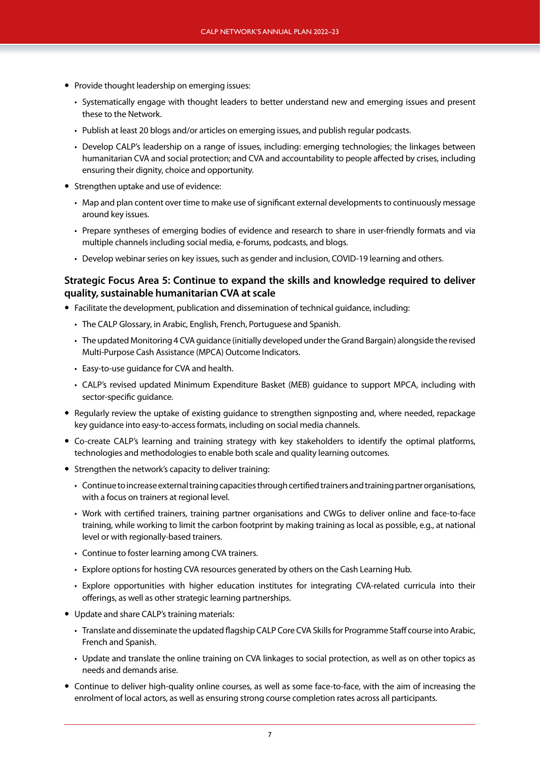- Provide thought leadership on emerging issues:
    - Systematically engage with thought leaders to better understand new and emerging issues and present these to the Network.
    - Publish at least 20 blogs and/or articles on emerging issues, and publish regular podcasts.
    - Develop CALP's leadership on a range of issues, including: emerging technologies; the linkages between humanitarian CVA and social protection; and CVA and accountability to people affected by crises, including ensuring their dignity, choice and opportunity.
- Strengthen uptake and use of evidence:
    - Map and plan content over time to make use of significant external developments to continuously message around key issues.
    - Prepare syntheses of emerging bodies of evidence and research to share in user-friendly formats and via multiple channels including social media, e-forums, podcasts, and blogs.
    - Develop webinar series on key issues, such as gender and inclusion, COVID-19 learning and others.

### Strategic Focus Area 5: Continue to expand the skills and knowledge required to deliver quality, sustainable humanitarian CVA at scale

- Facilitate the development, publication and dissemination of technical guidance, including:
    - The CALP Glossary, in Arabic, English, French, Portuguese and Spanish.
    - The updated Monitoring 4 CVA guidance (initially developed under the Grand Bargain) alongside the revised Multi-Purpose Cash Assistance (MPCA) Outcome Indicators.
    - Easy-to-use guidance for CVA and health.
    - CALP's revised updated Minimum Expenditure Basket (MEB) guidance to support MPCA, including with sector-specific guidance.
- Regularly review the uptake of existing guidance to strengthen signposting and, where needed, repackage key guidance into easy-to-access formats, including on social media channels.
- Co-create CALP's learning and training strategy with key stakeholders to identify the optimal platforms, technologies and methodologies to enable both scale and quality learning outcomes.
- Strengthen the network's capacity to deliver training:
    - Continue to increase external training capacities through certified trainers and training partner organisations, with a focus on trainers at regional level.
    - Work with certified trainers, training partner organisations and CWGs to deliver online and face-to-face training, while working to limit the carbon footprint by making training as local as possible, e.g., at national level or with regionally-based trainers.
    - Continue to foster learning among CVA trainers.
    - Explore options for hosting CVA resources generated by others on the Cash Learning Hub.
    - Explore opportunities with higher education institutes for integrating CVA-related curricula into their offerings, as well as other strategic learning partnerships.
- Update and share CALP's training materials:
    - Translate and disseminate the updated flagship CALP Core CVA Skills for Programme Staff course into Arabic, French and Spanish.
    - Update and translate the online training on CVA linkages to social protection, as well as on other topics as needs and demands arise.
- Continue to deliver high-quality online courses, as well as some face-to-face, with the aim of increasing the enrolment of local actors, as well as ensuring strong course completion rates across all participants.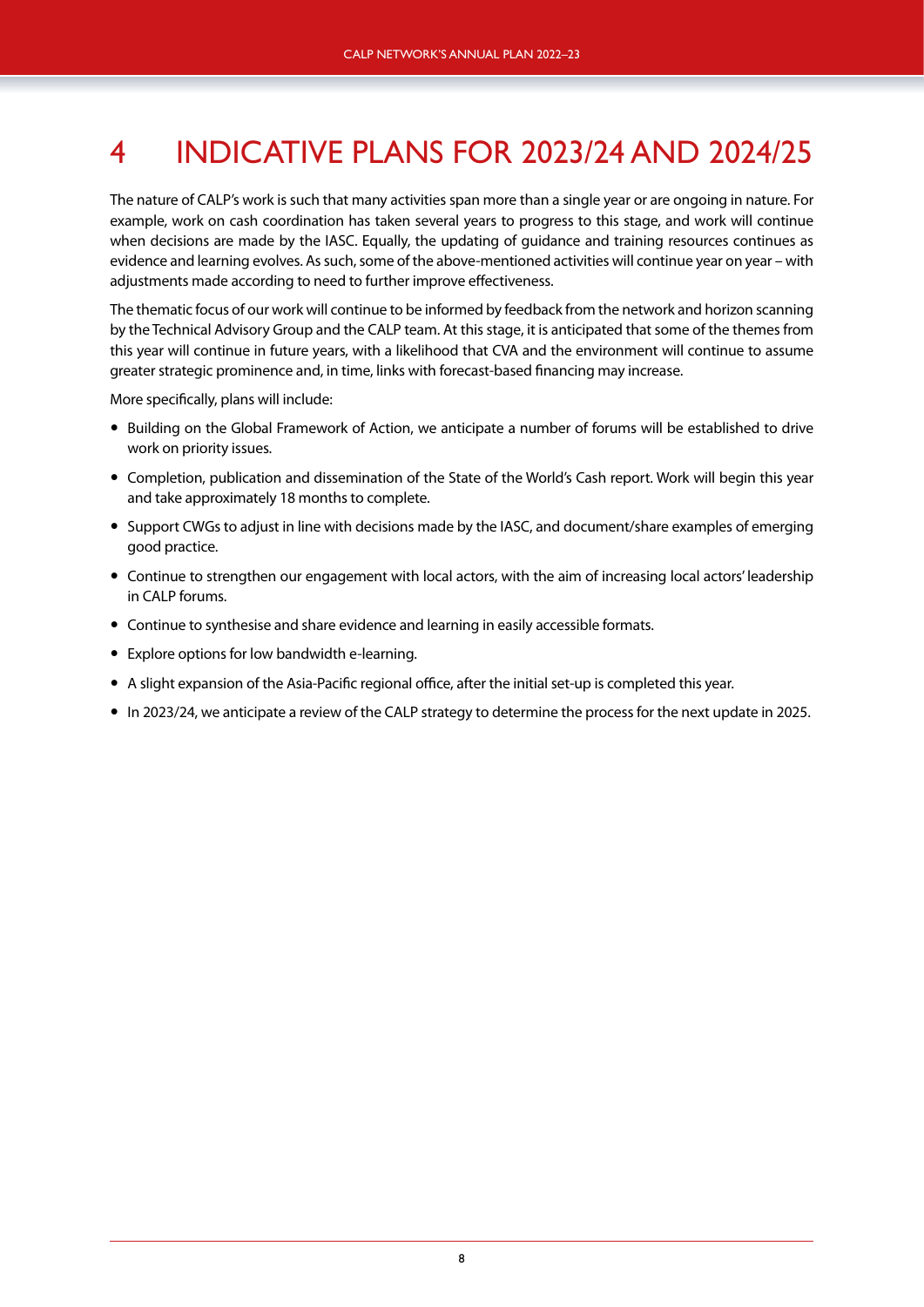# 4 INDICATIVE PLANS FOR 2023/24 AND 2024/25

The nature of CALP's work is such that many activities span more than a single year or are ongoing in nature. For example, work on cash coordination has taken several years to progress to this stage, and work will continue when decisions are made by the IASC. Equally, the updating of guidance and training resources continues as evidence and learning evolves. As such, some of the above-mentioned activities will continue year on year – with adjustments made according to need to further improve effectiveness.

The thematic focus of our work will continue to be informed by feedback from the network and horizon scanning by the Technical Advisory Group and the CALP team. At this stage, it is anticipated that some of the themes from this year will continue in future years, with a likelihood that CVA and the environment will continue to assume greater strategic prominence and, in time, links with forecast-based financing may increase.

More specifically, plans will include:

- Building on the Global Framework of Action, we anticipate a number of forums will be established to drive work on priority issues.
- Completion, publication and dissemination of the State of the World's Cash report. Work will begin this year and take approximately 18 months to complete.
- Support CWGs to adjust in line with decisions made by the IASC, and document/share examples of emerging good practice.
- Continue to strengthen our engagement with local actors, with the aim of increasing local actors' leadership in CALP forums.
- Continue to synthesise and share evidence and learning in easily accessible formats.
- Explore options for low bandwidth e-learning.
- A slight expansion of the Asia-Pacific regional office, after the initial set-up is completed this year.
- In 2023/24, we anticipate a review of the CALP strategy to determine the process for the next update in 2025.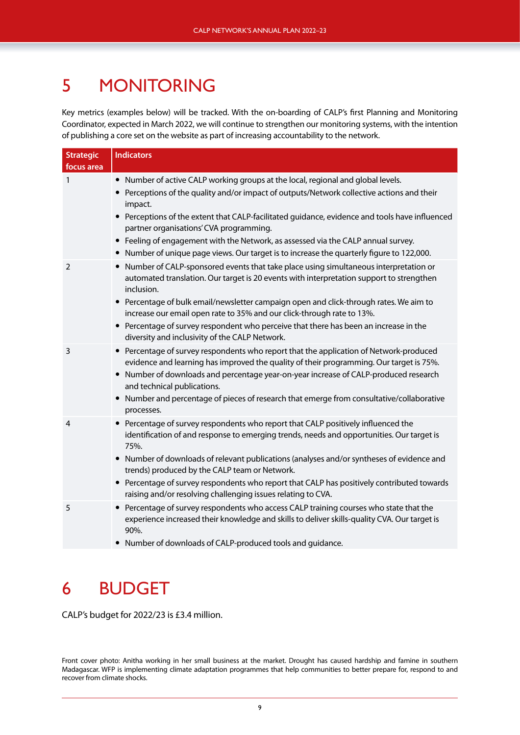# 5 MONITORING

Key metrics (examples below) will be tracked. With the on-boarding of CALP's first Planning and Monitoring Coordinator, expected in March 2022, we will continue to strengthen our monitoring systems, with the intention of publishing a core set on the website as part of increasing accountability to the network.

| Strategic focus area | Indicators |
|---|---|
| 1 | • Number of active CALP working groups at the local, regional and global levels.<br>• Perceptions of the quality and/or impact of outputs/Network collective actions and their impact.<br>• Perceptions of the extent that CALP-facilitated guidance, evidence and tools have influenced partner organisations' CVA programming.<br>• Feeling of engagement with the Network, as assessed via the CALP annual survey.<br>• Number of unique page views. Our target is to increase the quarterly figure to 122,000. |
| 2 | • Number of CALP-sponsored events that take place using simultaneous interpretation or automated translation. Our target is 20 events with interpretation support to strengthen inclusion.<br>• Percentage of bulk email/newsletter campaign open and click-through rates. We aim to increase our email open rate to 35% and our click-through rate to 13%.<br>• Percentage of survey respondent who perceive that there has been an increase in the diversity and inclusivity of the CALP Network. |
| 3 | • Percentage of survey respondents who report that the application of Network-produced evidence and learning has improved the quality of their programming. Our target is 75%.<br>• Number of downloads and percentage year-on-year increase of CALP-produced research and technical publications.<br>• Number and percentage of pieces of research that emerge from consultative/collaborative processes. |
| 4 | • Percentage of survey respondents who report that CALP positively influenced the identification of and response to emerging trends, needs and opportunities. Our target is 75%.<br>• Number of downloads of relevant publications (analyses and/or syntheses of evidence and trends) produced by the CALP team or Network.<br>• Percentage of survey respondents who report that CALP has positively contributed towards raising and/or resolving challenging issues relating to CVA. |
| 5 | • Percentage of survey respondents who access CALP training courses who state that the experience increased their knowledge and skills to deliver skills-quality CVA. Our target is 90%.<br>• Number of downloads of CALP-produced tools and guidance. |

# 6 BUDGET

CALP's budget for 2022/23 is £3.4 million.

Front cover photo: Anitha working in her small business at the market. Drought has caused hardship and famine in southern Madagascar. WFP is implementing climate adaptation programmes that help communities to better prepare for, respond to and recover from climate shocks.